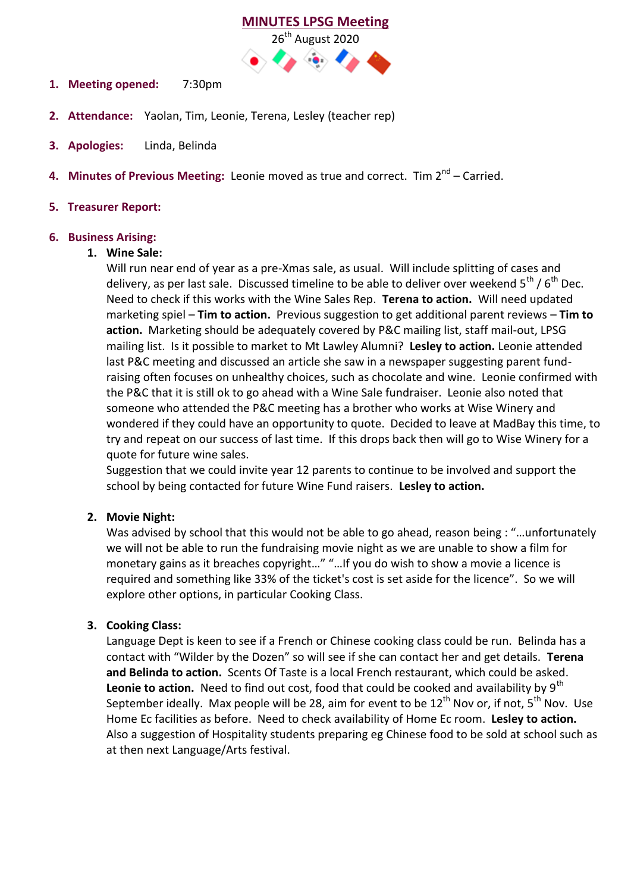# MINUTES LPSG Meeting

26th August 2020

1. **Meeting opened:** 7:30pm

2. **Attendance:** Yaolan, Tim, Leonie, Terena, Lesley (teacher rep)

3. **Apologies:** Linda, Belinda

4. **Minutes of Previous Meeting:** Leonie moved as true and correct. Tim 2nd – Carried.

5. **Treasurer Report:**

6. **Business Arising:**

   1. **Wine Sale:**
      Will run near end of year as a pre-Xmas sale, as usual. Will include splitting of cases and delivery, as per last sale. Discussed timeline to be able to deliver over weekend 5th / 6th Dec. Need to check if this works with the Wine Sales Rep. **Terena to action.** Will need updated marketing spiel – **Tim to action.** Previous suggestion to get additional parent reviews – **Tim to action.** Marketing should be adequately covered by P&C mailing list, staff mail-out, LPSG mailing list. Is it possible to market to Mt Lawley Alumni? **Lesley to action.** Leonie attended last P&C meeting and discussed an article she saw in a newspaper suggesting parent fund-raising often focuses on unhealthy choices, such as chocolate and wine. Leonie confirmed with the P&C that it is still ok to go ahead with a Wine Sale fundraiser. Leonie also noted that someone who attended the P&C meeting has a brother who works at Wise Winery and wondered if they could have an opportunity to quote. Decided to leave at MadBay this time, to try and repeat on our success of last time. If this drops back then will go to Wise Winery for a quote for future wine sales.
      Suggestion that we could invite year 12 parents to continue to be involved and support the school by being contacted for future Wine Fund raisers. **Lesley to action.**

   2. **Movie Night:**
      Was advised by school that this would not be able to go ahead, reason being : "…unfortunately we will not be able to run the fundraising movie night as we are unable to show a film for monetary gains as it breaches copyright…" "…If you do wish to show a movie a licence is required and something like 33% of the ticket's cost is set aside for the licence". So we will explore other options, in particular Cooking Class.

   3. **Cooking Class:**
      Language Dept is keen to see if a French or Chinese cooking class could be run. Belinda has a contact with "Wilder by the Dozen" so will see if she can contact her and get details. **Terena and Belinda to action.** Scents Of Taste is a local French restaurant, which could be asked. **Leonie to action.** Need to find out cost, food that could be cooked and availability by 9th September ideally. Max people will be 28, aim for event to be 12th Nov or, if not, 5th Nov. Use Home Ec facilities as before. Need to check availability of Home Ec room. **Lesley to action.** Also a suggestion of Hospitality students preparing eg Chinese food to be sold at school such as at then next Language/Arts festival.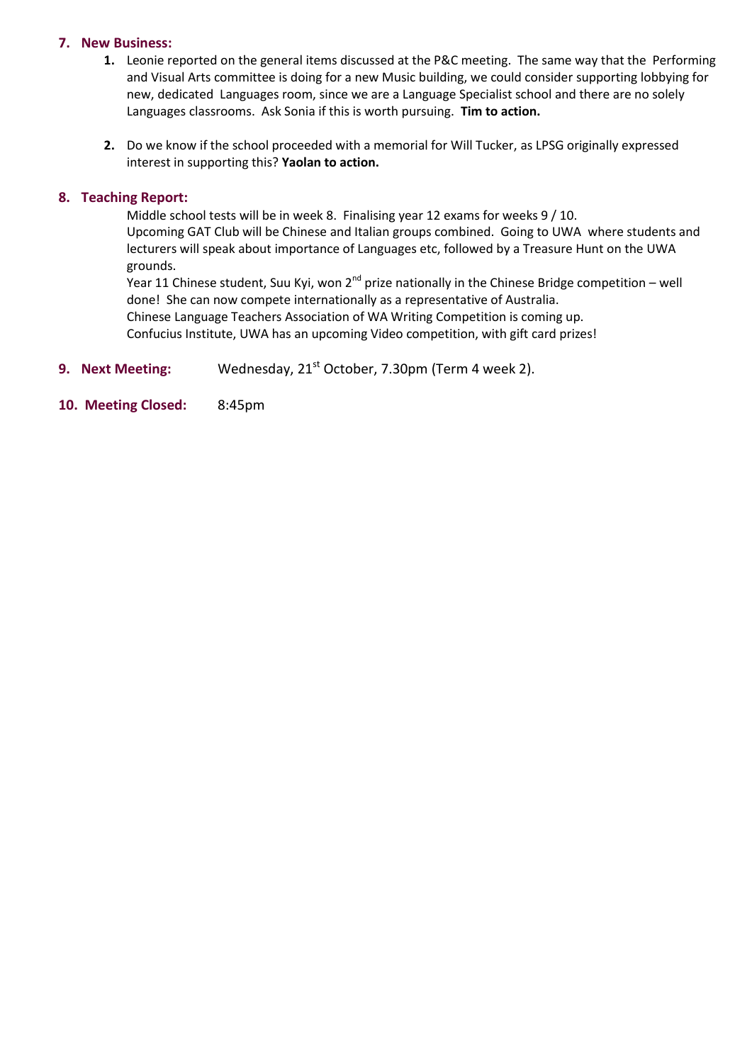## 7. New Business:

1. Leonie reported on the general items discussed at the P&C meeting. The same way that the Performing and Visual Arts committee is doing for a new Music building, we could consider supporting lobbying for new, dedicated Languages room, since we are a Language Specialist school and there are no solely Languages classrooms. Ask Sonia if this is worth pursuing. **Tim to action.**

2. Do we know if the school proceeded with a memorial for Will Tucker, as LPSG originally expressed interest in supporting this? **Yaolan to action.**

## 8. Teaching Report:

Middle school tests will be in week 8. Finalising year 12 exams for weeks 9 / 10.
Upcoming GAT Club will be Chinese and Italian groups combined. Going to UWA where students and lecturers will speak about importance of Languages etc, followed by a Treasure Hunt on the UWA grounds.
Year 11 Chinese student, Suu Kyi, won 2nd prize nationally in the Chinese Bridge competition – well done! She can now compete internationally as a representative of Australia.
Chinese Language Teachers Association of WA Writing Competition is coming up.
Confucius Institute, UWA has an upcoming Video competition, with gift card prizes!

## 9. Next Meeting:

Wednesday, 21st October, 7.30pm (Term 4 week 2).

## 10. Meeting Closed:

8:45pm